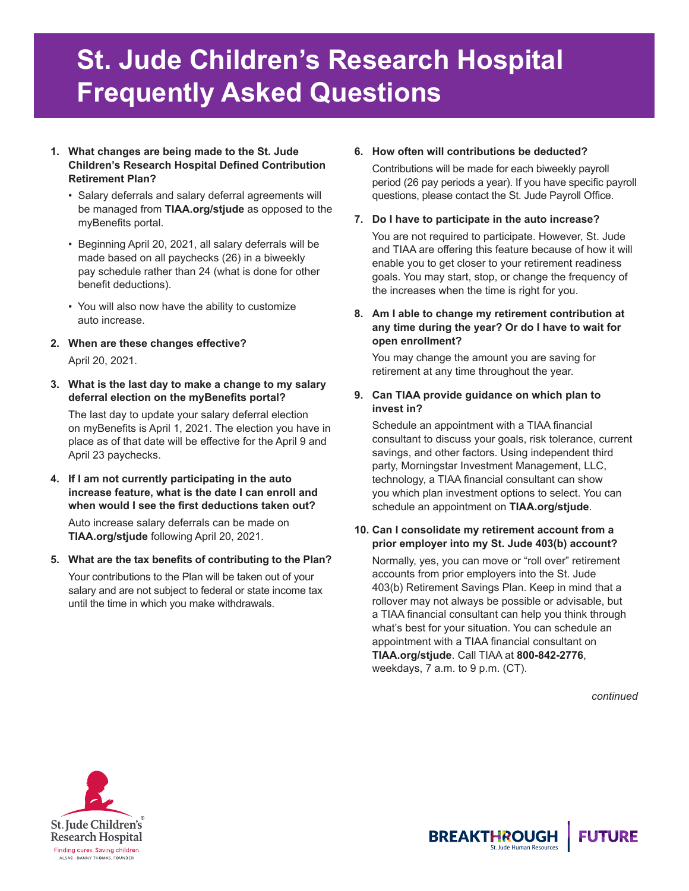# St. Jude Children's Research Hospital Frequently Asked Questions

1. **What changes are being made to the St. Jude Children's Research Hospital Defined Contribution Retirement Plan?**

   - Salary deferrals and salary deferral agreements will be managed from **TIAA.org/stjude** as opposed to the myBenefits portal.
   - Beginning April 20, 2021, all salary deferrals will be made based on all paychecks (26) in a biweekly pay schedule rather than 24 (what is done for other benefit deductions).
   - You will also now have the ability to customize auto increase.

2. **When are these changes effective?**

   April 20, 2021.

3. **What is the last day to make a change to my salary deferral election on the myBenefits portal?**

   The last day to update your salary deferral election on myBenefits is April 1, 2021. The election you have in place as of that date will be effective for the April 9 and April 23 paychecks.

4. **If I am not currently participating in the auto increase feature, what is the date I can enroll and when would I see the first deductions taken out?**

   Auto increase salary deferrals can be made on **TIAA.org/stjude** following April 20, 2021.

5. **What are the tax benefits of contributing to the Plan?**

   Your contributions to the Plan will be taken out of your salary and are not subject to federal or state income tax until the time in which you make withdrawals.

6. **How often will contributions be deducted?**

   Contributions will be made for each biweekly payroll period (26 pay periods a year). If you have specific payroll questions, please contact the St. Jude Payroll Office.

7. **Do I have to participate in the auto increase?**

   You are not required to participate. However, St. Jude and TIAA are offering this feature because of how it will enable you to get closer to your retirement readiness goals. You may start, stop, or change the frequency of the increases when the time is right for you.

8. **Am I able to change my retirement contribution at any time during the year? Or do I have to wait for open enrollment?**

   You may change the amount you are saving for retirement at any time throughout the year.

9. **Can TIAA provide guidance on which plan to invest in?**

   Schedule an appointment with a TIAA financial consultant to discuss your goals, risk tolerance, current savings, and other factors. Using independent third party, Morningstar Investment Management, LLC, technology, a TIAA financial consultant can show you which plan investment options to select. You can schedule an appointment on **TIAA.org/stjude**.

10. **Can I consolidate my retirement account from a prior employer into my St. Jude 403(b) account?**

    Normally, yes, you can move or "roll over" retirement accounts from prior employers into the St. Jude 403(b) Retirement Savings Plan. Keep in mind that a rollover may not always be possible or advisable, but a TIAA financial consultant can help you think through what's best for your situation. You can schedule an appointment with a TIAA financial consultant on **TIAA.org/stjude**. Call TIAA at **800-842-2776**, weekdays, 7 a.m. to 9 p.m. (CT).

*continued*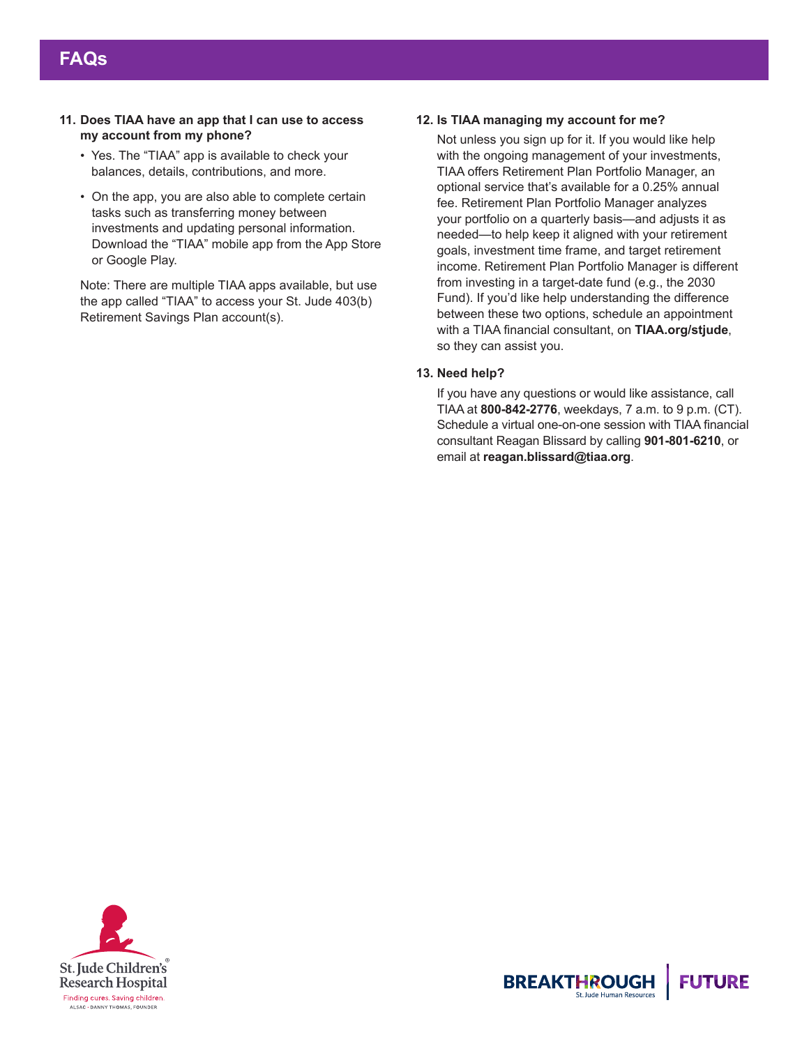## FAQs

**11. Does TIAA have an app that I can use to access my account from my phone?**

- Yes. The "TIAA" app is available to check your balances, details, contributions, and more.
- On the app, you are also able to complete certain tasks such as transferring money between investments and updating personal information. Download the "TIAA" mobile app from the App Store or Google Play.

Note: There are multiple TIAA apps available, but use the app called "TIAA" to access your St. Jude 403(b) Retirement Savings Plan account(s).

**12. Is TIAA managing my account for me?**

Not unless you sign up for it. If you would like help with the ongoing management of your investments, TIAA offers Retirement Plan Portfolio Manager, an optional service that's available for a 0.25% annual fee. Retirement Plan Portfolio Manager analyzes your portfolio on a quarterly basis—and adjusts it as needed—to help keep it aligned with your retirement goals, investment time frame, and target retirement income. Retirement Plan Portfolio Manager is different from investing in a target-date fund (e.g., the 2030 Fund). If you'd like help understanding the difference between these two options, schedule an appointment with a TIAA financial consultant, on **TIAA.org/stjude**, so they can assist you.

**13. Need help?**

If you have any questions or would like assistance, call TIAA at **800-842-2776**, weekdays, 7 a.m. to 9 p.m. (CT). Schedule a virtual one-on-one session with TIAA financial consultant Reagan Blissard by calling **901-801-6210**, or email at **reagan.blissard@tiaa.org**.

St. Jude Children's Research Hospital
Finding cures. Saving children.
ALSAC · DANNY THOMAS, FOUNDER

BREAKTHROUGH St. Jude Human Resources | FUTURE